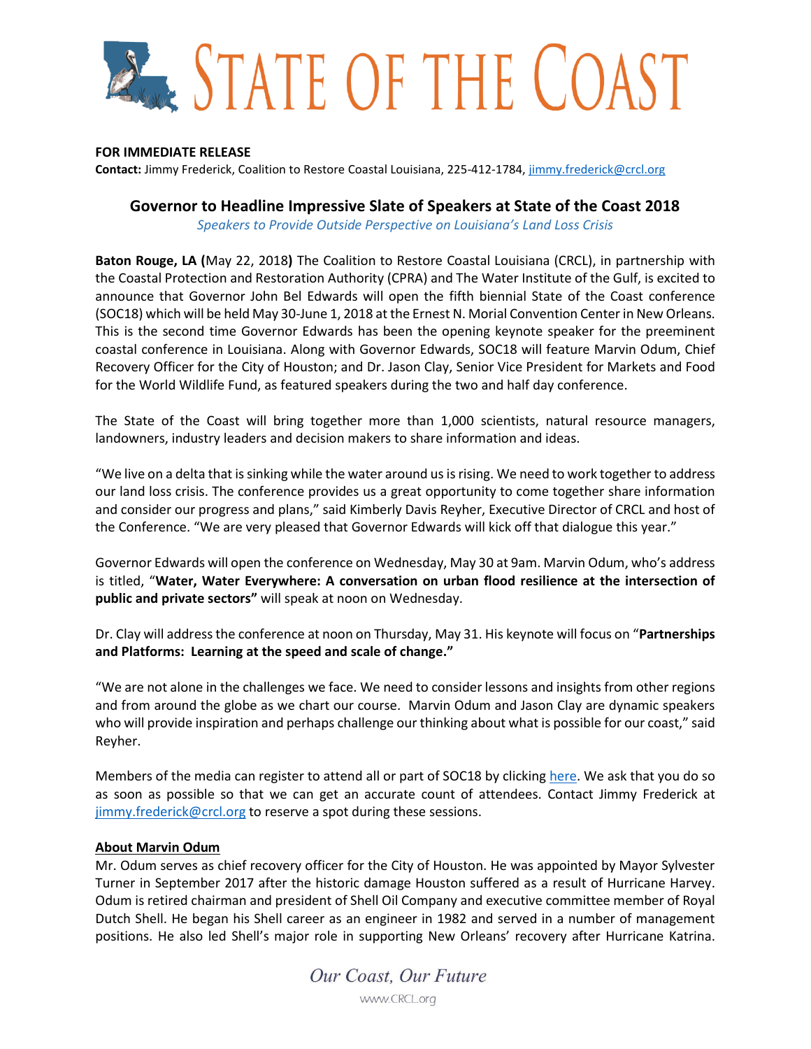# STATE OF THE COAST

**FOR IMMEDIATE RELEASE**
**Contact:** Jimmy Frederick, Coalition to Restore Coastal Louisiana, 225-412-1784, jimmy.frederick@crcl.org

## Governor to Headline Impressive Slate of Speakers at State of the Coast 2018

*Speakers to Provide Outside Perspective on Louisiana's Land Loss Crisis*

**Baton Rouge, LA (**May 22, 2018**)** The Coalition to Restore Coastal Louisiana (CRCL), in partnership with the Coastal Protection and Restoration Authority (CPRA) and The Water Institute of the Gulf, is excited to announce that Governor John Bel Edwards will open the fifth biennial State of the Coast conference (SOC18) which will be held May 30-June 1, 2018 at the Ernest N. Morial Convention Center in New Orleans. This is the second time Governor Edwards has been the opening keynote speaker for the preeminent coastal conference in Louisiana. Along with Governor Edwards, SOC18 will feature Marvin Odum, Chief Recovery Officer for the City of Houston; and Dr. Jason Clay, Senior Vice President for Markets and Food for the World Wildlife Fund, as featured speakers during the two and half day conference.

The State of the Coast will bring together more than 1,000 scientists, natural resource managers, landowners, industry leaders and decision makers to share information and ideas.

"We live on a delta that is sinking while the water around us is rising. We need to work together to address our land loss crisis. The conference provides us a great opportunity to come together share information and consider our progress and plans," said Kimberly Davis Reyher, Executive Director of CRCL and host of the Conference. "We are very pleased that Governor Edwards will kick off that dialogue this year."

Governor Edwards will open the conference on Wednesday, May 30 at 9am. Marvin Odum, who's address is titled, "**Water, Water Everywhere: A conversation on urban flood resilience at the intersection of public and private sectors"** will speak at noon on Wednesday.

Dr. Clay will address the conference at noon on Thursday, May 31. His keynote will focus on "**Partnerships and Platforms: Learning at the speed and scale of change."**

"We are not alone in the challenges we face. We need to consider lessons and insights from other regions and from around the globe as we chart our course. Marvin Odum and Jason Clay are dynamic speakers who will provide inspiration and perhaps challenge our thinking about what is possible for our coast," said Reyher.

Members of the media can register to attend all or part of SOC18 by clicking here. We ask that you do so as soon as possible so that we can get an accurate count of attendees. Contact Jimmy Frederick at jimmy.frederick@crcl.org to reserve a spot during these sessions.

### About Marvin Odum

Mr. Odum serves as chief recovery officer for the City of Houston. He was appointed by Mayor Sylvester Turner in September 2017 after the historic damage Houston suffered as a result of Hurricane Harvey. Odum is retired chairman and president of Shell Oil Company and executive committee member of Royal Dutch Shell. He began his Shell career as an engineer in 1982 and served in a number of management positions. He also led Shell's major role in supporting New Orleans' recovery after Hurricane Katrina.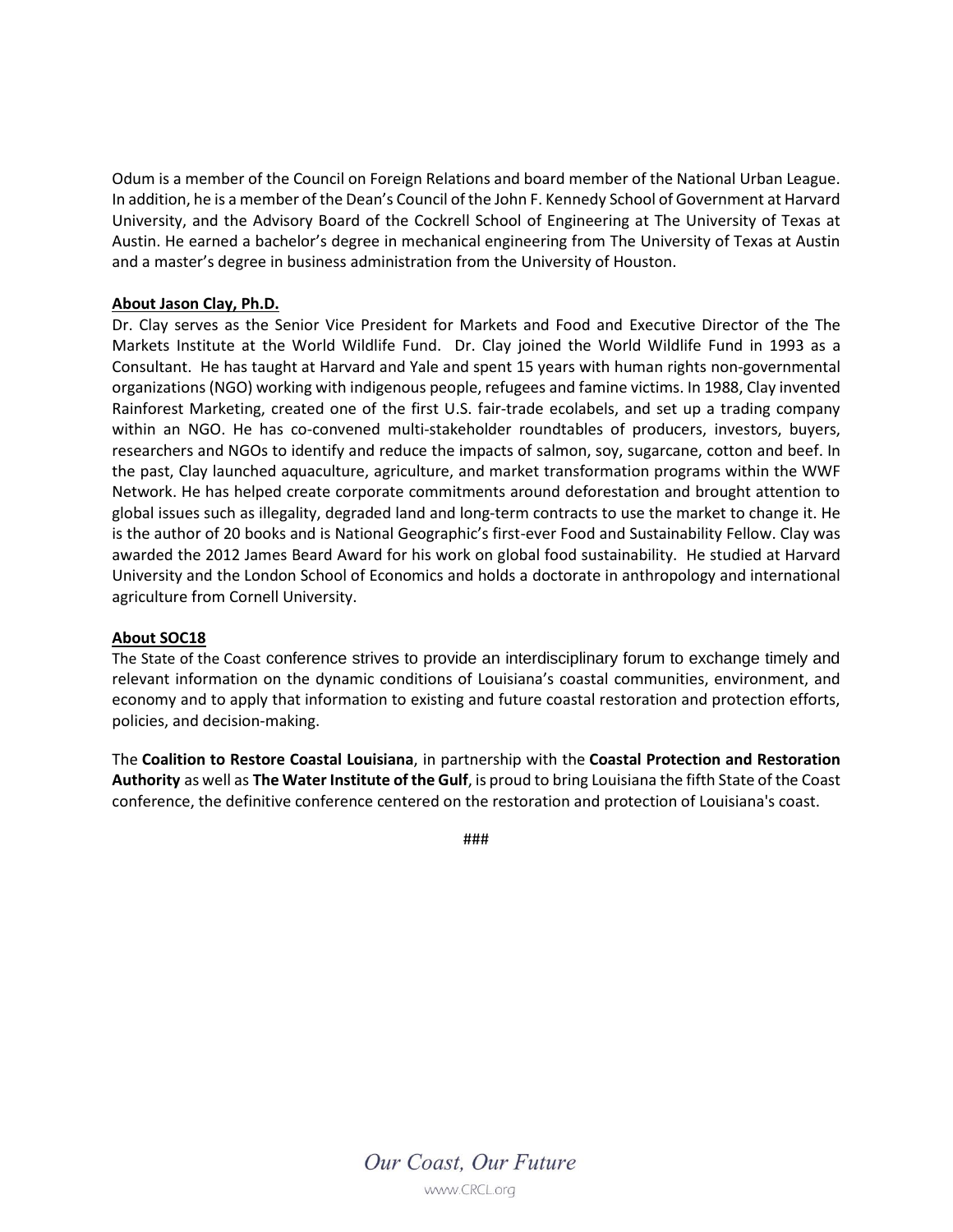Odum is a member of the Council on Foreign Relations and board member of the National Urban League. In addition, he is a member of the Dean's Council of the John F. Kennedy School of Government at Harvard University, and the Advisory Board of the Cockrell School of Engineering at The University of Texas at Austin. He earned a bachelor's degree in mechanical engineering from The University of Texas at Austin and a master's degree in business administration from the University of Houston.

**About Jason Clay, Ph.D.**

Dr. Clay serves as the Senior Vice President for Markets and Food and Executive Director of the The Markets Institute at the World Wildlife Fund. Dr. Clay joined the World Wildlife Fund in 1993 as a Consultant. He has taught at Harvard and Yale and spent 15 years with human rights non-governmental organizations (NGO) working with indigenous people, refugees and famine victims. In 1988, Clay invented Rainforest Marketing, created one of the first U.S. fair-trade ecolabels, and set up a trading company within an NGO. He has co-convened multi-stakeholder roundtables of producers, investors, buyers, researchers and NGOs to identify and reduce the impacts of salmon, soy, sugarcane, cotton and beef. In the past, Clay launched aquaculture, agriculture, and market transformation programs within the WWF Network. He has helped create corporate commitments around deforestation and brought attention to global issues such as illegality, degraded land and long-term contracts to use the market to change it. He is the author of 20 books and is National Geographic's first-ever Food and Sustainability Fellow. Clay was awarded the 2012 James Beard Award for his work on global food sustainability. He studied at Harvard University and the London School of Economics and holds a doctorate in anthropology and international agriculture from Cornell University.

**About SOC18**

The State of the Coast conference strives to provide an interdisciplinary forum to exchange timely and relevant information on the dynamic conditions of Louisiana's coastal communities, environment, and economy and to apply that information to existing and future coastal restoration and protection efforts, policies, and decision-making.

The **Coalition to Restore Coastal Louisiana**, in partnership with the **Coastal Protection and Restoration Authority** as well as **The Water Institute of the Gulf**, is proud to bring Louisiana the fifth State of the Coast conference, the definitive conference centered on the restoration and protection of Louisiana's coast.

###